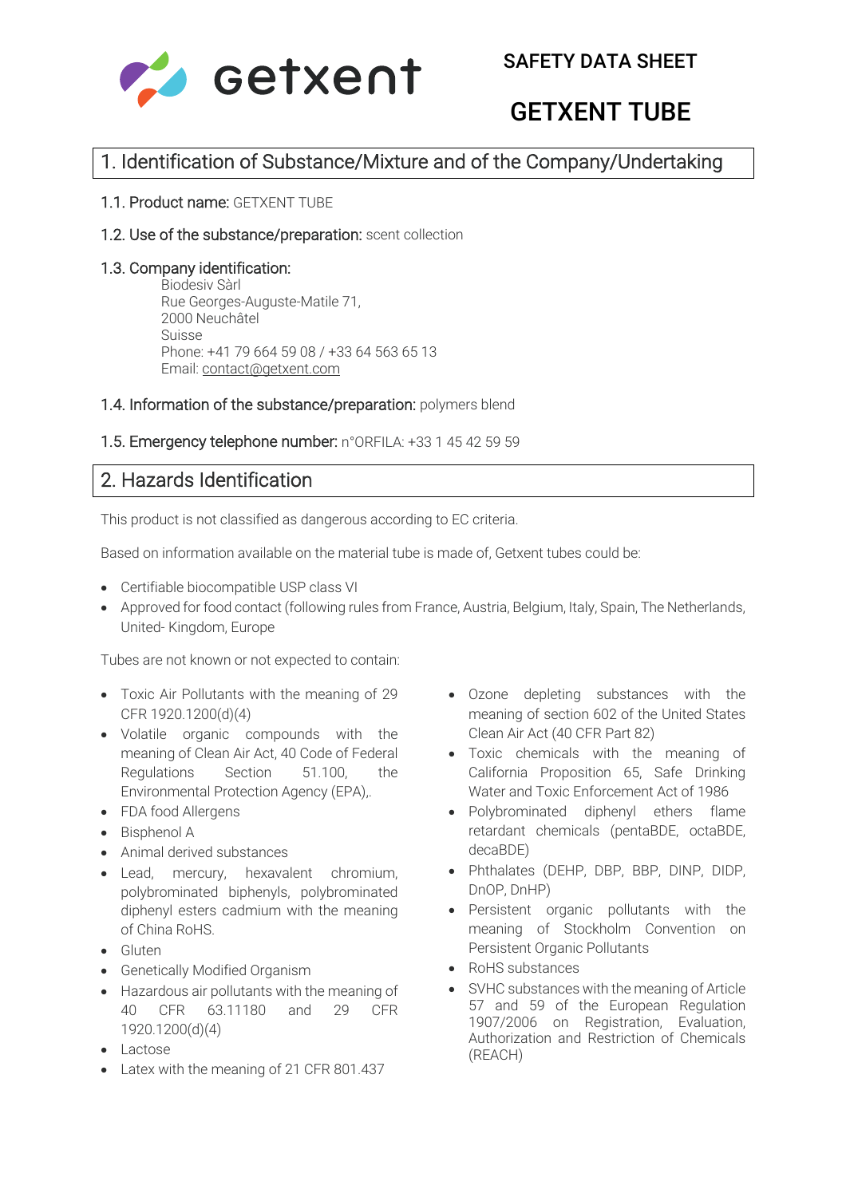getxent

SAFETY DATA SHEET

# GETXENT TUBE

## 1. Identification of Substance/Mixture and of the Company/Undertaking

**1.1. Product name:** GETXENT TUBE

**1.2. Use of the substance/preparation:** scent collection

**1.3. Company identification:**

Biodesiv Sàrl
Rue Georges-Auguste-Matile 71,
2000 Neuchâtel
Suisse
Phone: +41 79 664 59 08 / +33 64 563 65 13
Email: contact@getxent.com

**1.4. Information of the substance/preparation:** polymers blend

**1.5. Emergency telephone number:** n°ORFILA: +33 1 45 42 59 59

## 2. Hazards Identification

This product is not classified as dangerous according to EC criteria.

Based on information available on the material tube is made of, Getxent tubes could be:

- Certifiable biocompatible USP class VI
- Approved for food contact (following rules from France, Austria, Belgium, Italy, Spain, The Netherlands, United- Kingdom, Europe

Tubes are not known or not expected to contain:

- Toxic Air Pollutants with the meaning of 29 CFR 1920.1200(d)(4)
- Volatile organic compounds with the meaning of Clean Air Act, 40 Code of Federal Regulations Section 51.100, the Environmental Protection Agency (EPA),.
- FDA food Allergens
- Bisphenol A
- Animal derived substances
- Lead, mercury, hexavalent chromium, polybrominated biphenyls, polybrominated diphenyl esters cadmium with the meaning of China RoHS.
- Gluten
- Genetically Modified Organism
- Hazardous air pollutants with the meaning of 40 CFR 63.11180 and 29 CFR 1920.1200(d)(4)
- Lactose
- Latex with the meaning of 21 CFR 801.437
- Ozone depleting substances with the meaning of section 602 of the United States Clean Air Act (40 CFR Part 82)
- Toxic chemicals with the meaning of California Proposition 65, Safe Drinking Water and Toxic Enforcement Act of 1986
- Polybrominated diphenyl ethers flame retardant chemicals (pentaBDE, octaBDE, decaBDE)
- Phthalates (DEHP, DBP, BBP, DINP, DIDP, DnOP, DnHP)
- Persistent organic pollutants with the meaning of Stockholm Convention on Persistent Organic Pollutants
- RoHS substances
- SVHC substances with the meaning of Article 57 and 59 of the European Regulation 1907/2006 on Registration, Evaluation, Authorization and Restriction of Chemicals (REACH)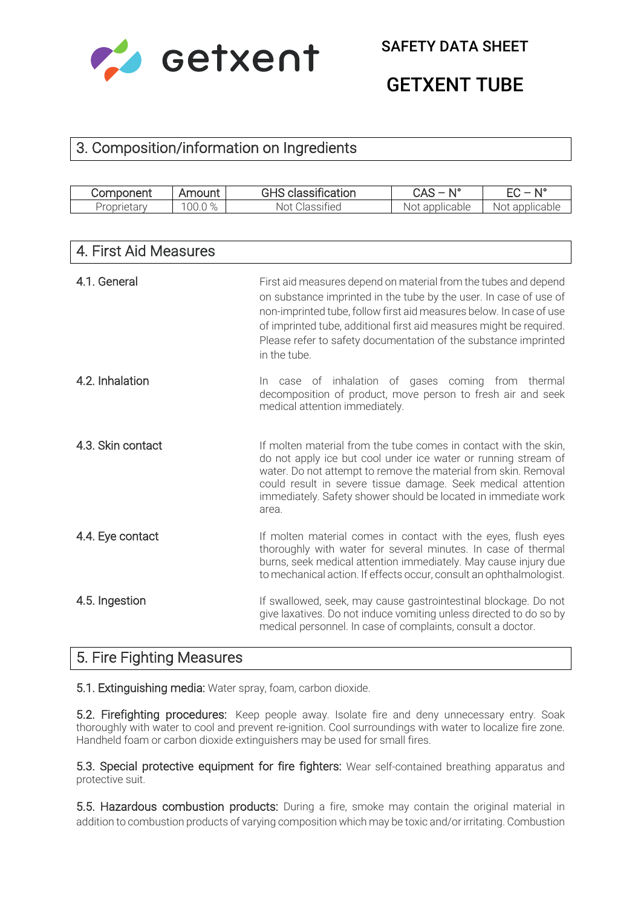## 3. Composition/information on Ingredients

| Component | Amount | GHS classification | CAS – N° | EC – N° |
|---|---|---|---|---|
| Proprietary | 100.0 % | Not Classified | Not applicable | Not applicable |

## 4. First Aid Measures

**4.1. General**

First aid measures depend on material from the tubes and depend on substance imprinted in the tube by the user. In case of use of non-imprinted tube, follow first aid measures below. In case of use of imprinted tube, additional first aid measures might be required. Please refer to safety documentation of the substance imprinted in the tube.

**4.2. Inhalation**

In case of inhalation of gases coming from thermal decomposition of product, move person to fresh air and seek medical attention immediately.

**4.3. Skin contact**

If molten material from the tube comes in contact with the skin, do not apply ice but cool under ice water or running stream of water. Do not attempt to remove the material from skin. Removal could result in severe tissue damage. Seek medical attention immediately. Safety shower should be located in immediate work area.

**4.4. Eye contact**

If molten material comes in contact with the eyes, flush eyes thoroughly with water for several minutes. In case of thermal burns, seek medical attention immediately. May cause injury due to mechanical action. If effects occur, consult an ophthalmologist.

**4.5. Ingestion**

If swallowed, seek, may cause gastrointestinal blockage. Do not give laxatives. Do not induce vomiting unless directed to do so by medical personnel. In case of complaints, consult a doctor.

## 5. Fire Fighting Measures

**5.1. Extinguishing media:** Water spray, foam, carbon dioxide.

**5.2. Firefighting procedures:** Keep people away. Isolate fire and deny unnecessary entry. Soak thoroughly with water to cool and prevent re-ignition. Cool surroundings with water to localize fire zone. Handheld foam or carbon dioxide extinguishers may be used for small fires.

**5.3. Special protective equipment for fire fighters:** Wear self-contained breathing apparatus and protective suit.

**5.5. Hazardous combustion products:** During a fire, smoke may contain the original material in addition to combustion products of varying composition which may be toxic and/or irritating. Combustion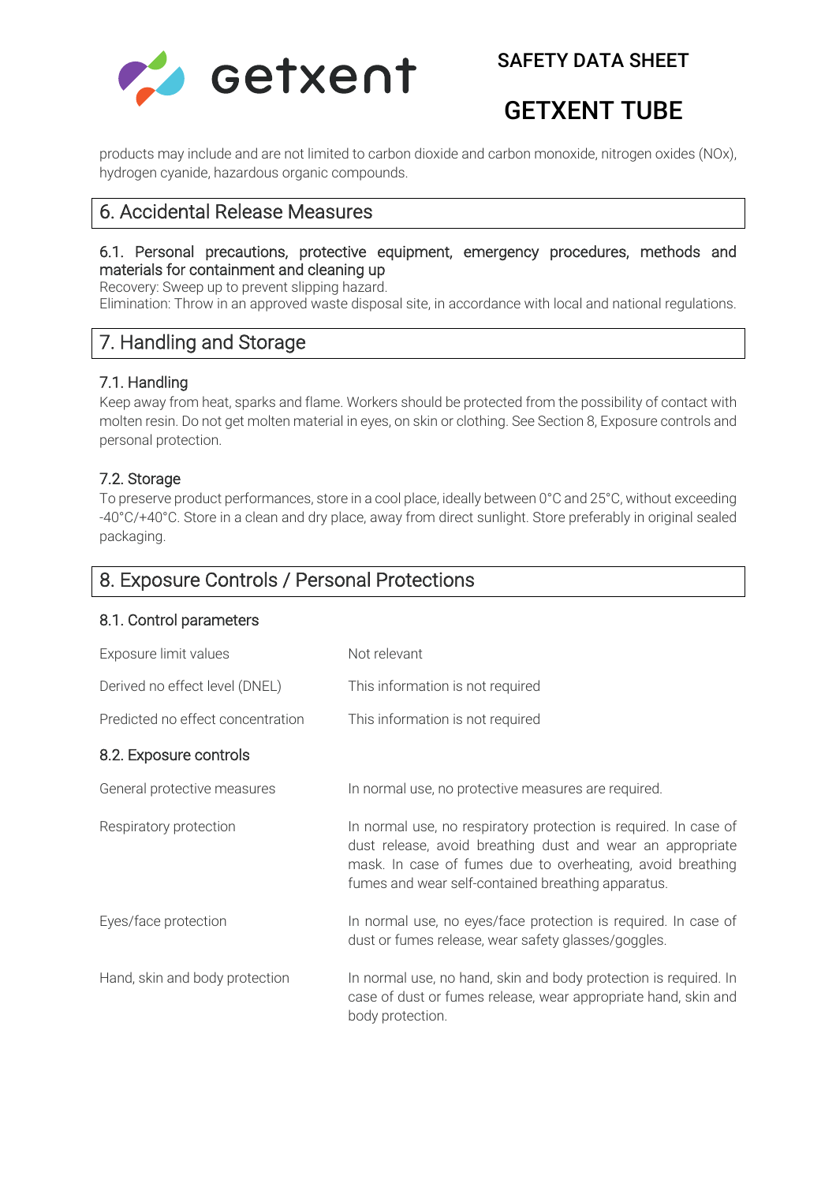products may include and are not limited to carbon dioxide and carbon monoxide, nitrogen oxides (NOx), hydrogen cyanide, hazardous organic compounds.

## 6. Accidental Release Measures

### 6.1. Personal precautions, protective equipment, emergency procedures, methods and materials for containment and cleaning up

Recovery: Sweep up to prevent slipping hazard.
Elimination: Throw in an approved waste disposal site, in accordance with local and national regulations.

## 7. Handling and Storage

### 7.1. Handling

Keep away from heat, sparks and flame. Workers should be protected from the possibility of contact with molten resin. Do not get molten material in eyes, on skin or clothing. See Section 8, Exposure controls and personal protection.

### 7.2. Storage

To preserve product performances, store in a cool place, ideally between 0°C and 25°C, without exceeding -40°C/+40°C. Store in a clean and dry place, away from direct sunlight. Store preferably in original sealed packaging.

## 8. Exposure Controls / Personal Protections

### 8.1. Control parameters

| | |
|---|---|
| Exposure limit values | Not relevant |
| Derived no effect level (DNEL) | This information is not required |
| Predicted no effect concentration | This information is not required |

### 8.2. Exposure controls

| | |
|---|---|
| General protective measures | In normal use, no protective measures are required. |
| Respiratory protection | In normal use, no respiratory protection is required. In case of dust release, avoid breathing dust and wear an appropriate mask. In case of fumes due to overheating, avoid breathing fumes and wear self-contained breathing apparatus. |
| Eyes/face protection | In normal use, no eyes/face protection is required. In case of dust or fumes release, wear safety glasses/goggles. |
| Hand, skin and body protection | In normal use, no hand, skin and body protection is required. In case of dust or fumes release, wear appropriate hand, skin and body protection. |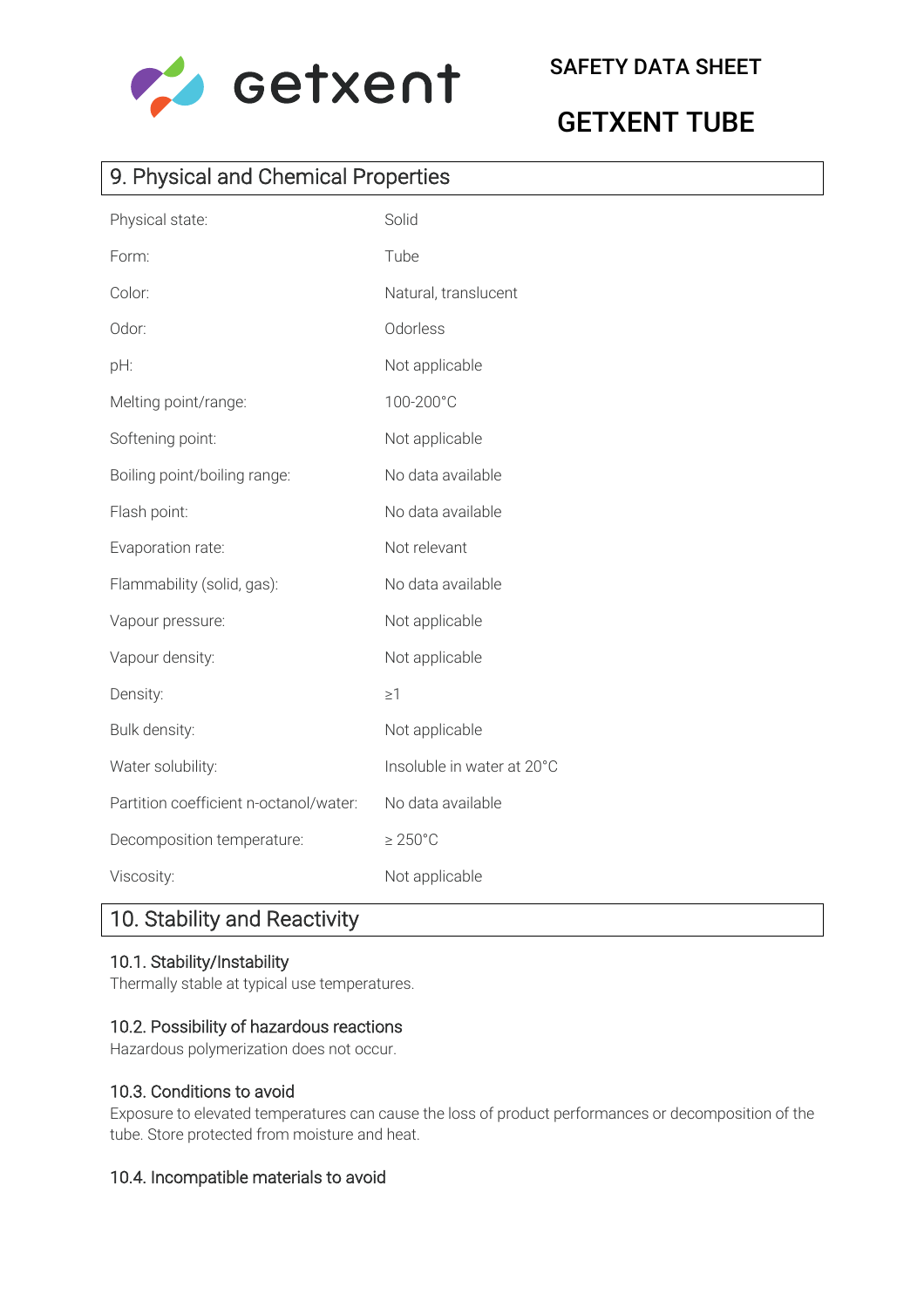## 9. Physical and Chemical Properties

| Property | Value |
| --- | --- |
| Physical state: | Solid |
| Form: | Tube |
| Color: | Natural, translucent |
| Odor: | Odorless |
| pH: | Not applicable |
| Melting point/range: | 100-200°C |
| Softening point: | Not applicable |
| Boiling point/boiling range: | No data available |
| Flash point: | No data available |
| Evaporation rate: | Not relevant |
| Flammability (solid, gas): | No data available |
| Vapour pressure: | Not applicable |
| Vapour density: | Not applicable |
| Density: | ≥1 |
| Bulk density: | Not applicable |
| Water solubility: | Insoluble in water at 20°C |
| Partition coefficient n-octanol/water: | No data available |
| Decomposition temperature: | ≥ 250°C |
| Viscosity: | Not applicable |

## 10. Stability and Reactivity

### 10.1. Stability/Instability

Thermally stable at typical use temperatures.

### 10.2. Possibility of hazardous reactions

Hazardous polymerization does not occur.

### 10.3. Conditions to avoid

Exposure to elevated temperatures can cause the loss of product performances or decomposition of the tube. Store protected from moisture and heat.

### 10.4. Incompatible materials to avoid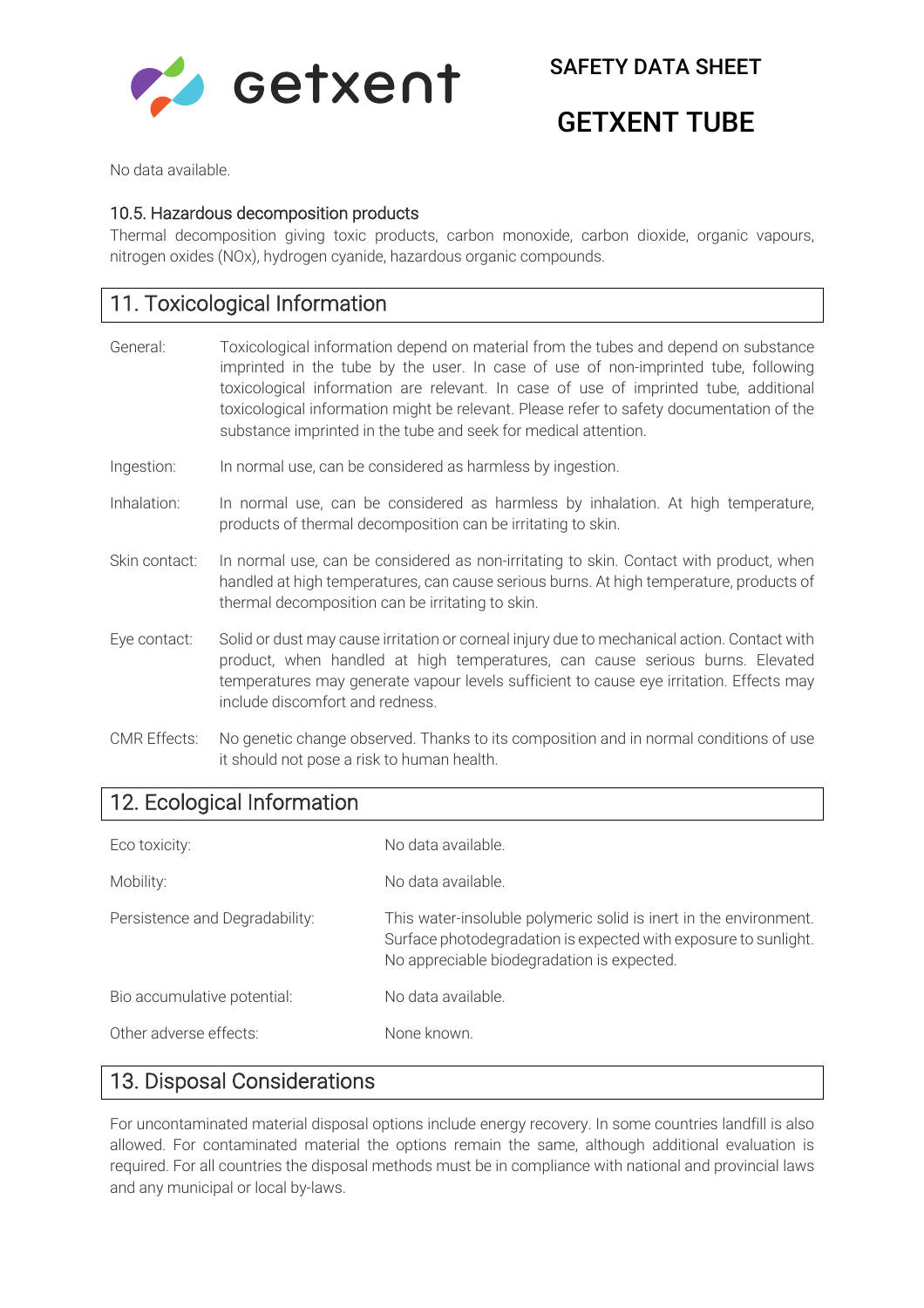No data available.

### 10.5. Hazardous decomposition products

Thermal decomposition giving toxic products, carbon monoxide, carbon dioxide, organic vapours, nitrogen oxides (NOx), hydrogen cyanide, hazardous organic compounds.

## 11. Toxicological Information

| | |
|---|---|
| General: | Toxicological information depend on material from the tubes and depend on substance imprinted in the tube by the user. In case of use of non-imprinted tube, following toxicological information are relevant. In case of use of imprinted tube, additional toxicological information might be relevant. Please refer to safety documentation of the substance imprinted in the tube and seek for medical attention. |
| Ingestion: | In normal use, can be considered as harmless by ingestion. |
| Inhalation: | In normal use, can be considered as harmless by inhalation. At high temperature, products of thermal decomposition can be irritating to skin. |
| Skin contact: | In normal use, can be considered as non-irritating to skin. Contact with product, when handled at high temperatures, can cause serious burns. At high temperature, products of thermal decomposition can be irritating to skin. |
| Eye contact: | Solid or dust may cause irritation or corneal injury due to mechanical action. Contact with product, when handled at high temperatures, can cause serious burns. Elevated temperatures may generate vapour levels sufficient to cause eye irritation. Effects may include discomfort and redness. |
| CMR Effects: | No genetic change observed. Thanks to its composition and in normal conditions of use it should not pose a risk to human health. |

## 12. Ecological Information

| | |
|---|---|
| Eco toxicity: | No data available. |
| Mobility: | No data available. |
| Persistence and Degradability: | This water-insoluble polymeric solid is inert in the environment. Surface photodegradation is expected with exposure to sunlight. No appreciable biodegradation is expected. |
| Bio accumulative potential: | No data available. |
| Other adverse effects: | None known. |

## 13. Disposal Considerations

For uncontaminated material disposal options include energy recovery. In some countries landfill is also allowed. For contaminated material the options remain the same, although additional evaluation is required. For all countries the disposal methods must be in compliance with national and provincial laws and any municipal or local by-laws.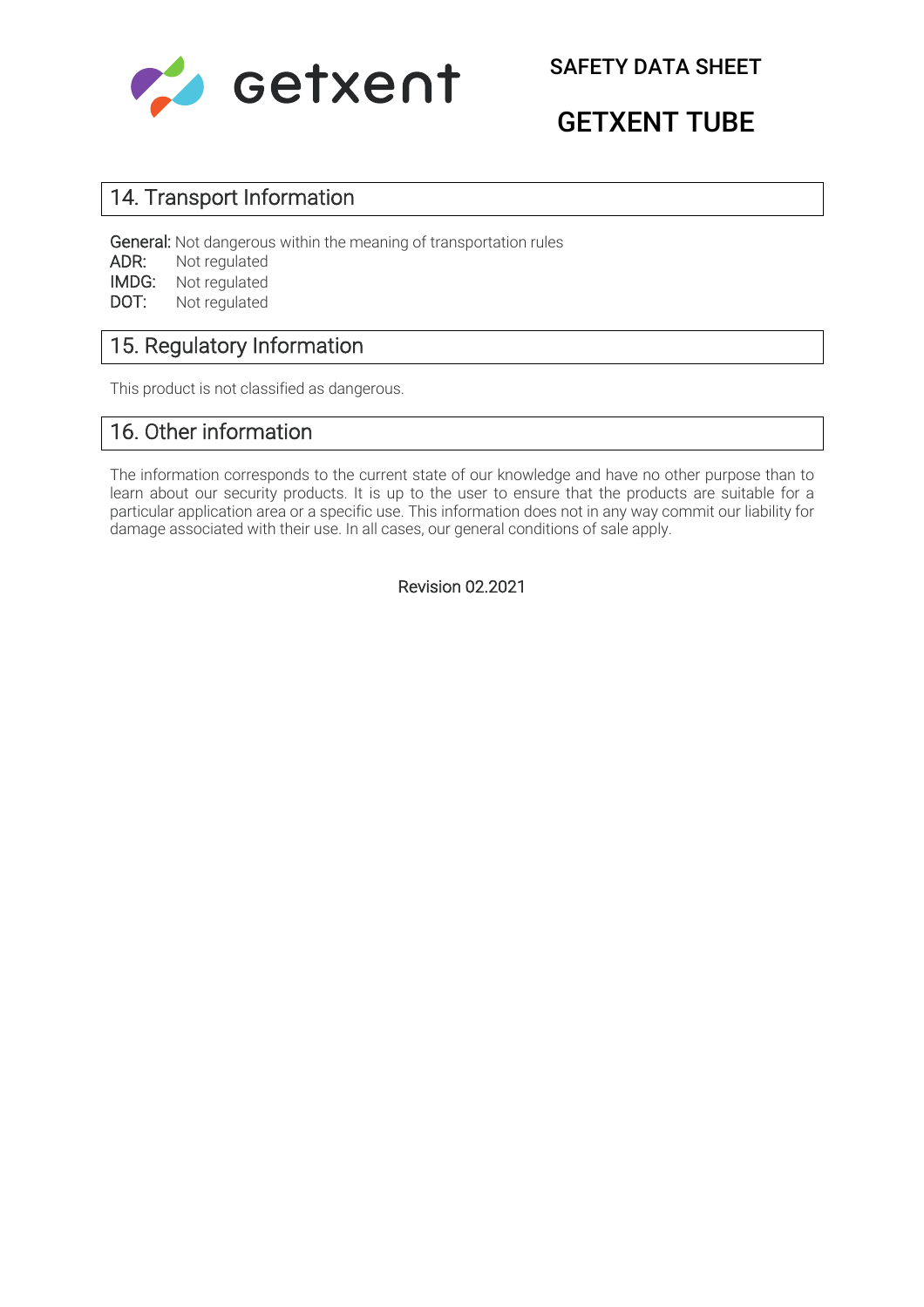## 14. Transport Information

**General:** Not dangerous within the meaning of transportation rules
**ADR:** Not regulated
**IMDG:** Not regulated
**DOT:** Not regulated

## 15. Regulatory Information

This product is not classified as dangerous.

## 16. Other information

The information corresponds to the current state of our knowledge and have no other purpose than to learn about our security products. It is up to the user to ensure that the products are suitable for a particular application area or a specific use. This information does not in any way commit our liability for damage associated with their use. In all cases, our general conditions of sale apply.

Revision 02.2021